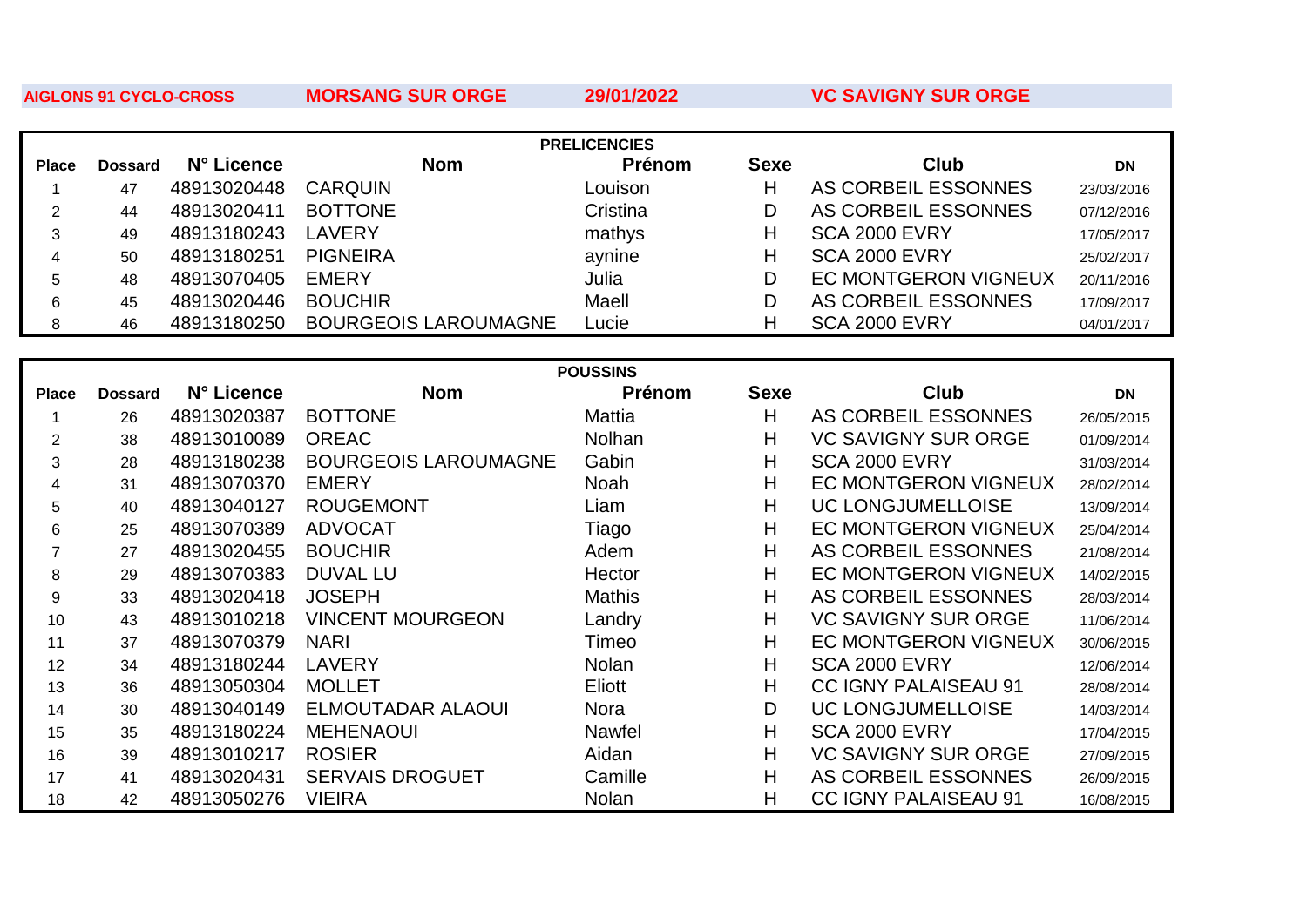**AIGLONS 91 CYCLO-CROSS** **MORSANG SUR ORGE** **29/01/2022** **VC SAVIGNY SUR ORGE**

## PRELICENCIES

| Place | Dossard | N° Licence | Nom | Prénom | Sexe | Club | DN |
|---|---|---|---|---|---|---|---|
| 1 | 47 | 48913020448 | CARQUIN | Louison | H | AS CORBEIL ESSONNES | 23/03/2016 |
| 2 | 44 | 48913020411 | BOTTONE | Cristina | D | AS CORBEIL ESSONNES | 07/12/2016 |
| 3 | 49 | 48913180243 | LAVERY | mathys | H | SCA 2000 EVRY | 17/05/2017 |
| 4 | 50 | 48913180251 | PIGNEIRA | aynine | H | SCA 2000 EVRY | 25/02/2017 |
| 5 | 48 | 48913070405 | EMERY | Julia | D | EC MONTGERON VIGNEUX | 20/11/2016 |
| 6 | 45 | 48913020446 | BOUCHIR | Maell | D | AS CORBEIL ESSONNES | 17/09/2017 |
| 8 | 46 | 48913180250 | BOURGEOIS LAROUMAGNE | Lucie | H | SCA 2000 EVRY | 04/01/2017 |

## POUSSINS

| Place | Dossard | N° Licence | Nom | Prénom | Sexe | Club | DN |
|---|---|---|---|---|---|---|---|
| 1 | 26 | 48913020387 | BOTTONE | Mattia | H | AS CORBEIL ESSONNES | 26/05/2015 |
| 2 | 38 | 48913010089 | OREAC | Nolhan | H | VC SAVIGNY SUR ORGE | 01/09/2014 |
| 3 | 28 | 48913180238 | BOURGEOIS LAROUMAGNE | Gabin | H | SCA 2000 EVRY | 31/03/2014 |
| 4 | 31 | 48913070370 | EMERY | Noah | H | EC MONTGERON VIGNEUX | 28/02/2014 |
| 5 | 40 | 48913040127 | ROUGEMONT | Liam | H | UC LONGJUMELLOISE | 13/09/2014 |
| 6 | 25 | 48913070389 | ADVOCAT | Tiago | H | EC MONTGERON VIGNEUX | 25/04/2014 |
| 7 | 27 | 48913020455 | BOUCHIR | Adem | H | AS CORBEIL ESSONNES | 21/08/2014 |
| 8 | 29 | 48913070383 | DUVAL LU | Hector | H | EC MONTGERON VIGNEUX | 14/02/2015 |
| 9 | 33 | 48913020418 | JOSEPH | Mathis | H | AS CORBEIL ESSONNES | 28/03/2014 |
| 10 | 43 | 48913010218 | VINCENT MOURGEON | Landry | H | VC SAVIGNY SUR ORGE | 11/06/2014 |
| 11 | 37 | 48913070379 | NARI | Timeo | H | EC MONTGERON VIGNEUX | 30/06/2015 |
| 12 | 34 | 48913180244 | LAVERY | Nolan | H | SCA 2000 EVRY | 12/06/2014 |
| 13 | 36 | 48913050304 | MOLLET | Eliott | H | CC IGNY PALAISEAU 91 | 28/08/2014 |
| 14 | 30 | 48913040149 | ELMOUTADAR ALAOUI | Nora | D | UC LONGJUMELLOISE | 14/03/2014 |
| 15 | 35 | 48913180224 | MEHENAOUI | Nawfel | H | SCA 2000 EVRY | 17/04/2015 |
| 16 | 39 | 48913010217 | ROSIER | Aidan | H | VC SAVIGNY SUR ORGE | 27/09/2015 |
| 17 | 41 | 48913020431 | SERVAIS DROGUET | Camille | H | AS CORBEIL ESSONNES | 26/09/2015 |
| 18 | 42 | 48913050276 | VIEIRA | Nolan | H | CC IGNY PALAISEAU 91 | 16/08/2015 |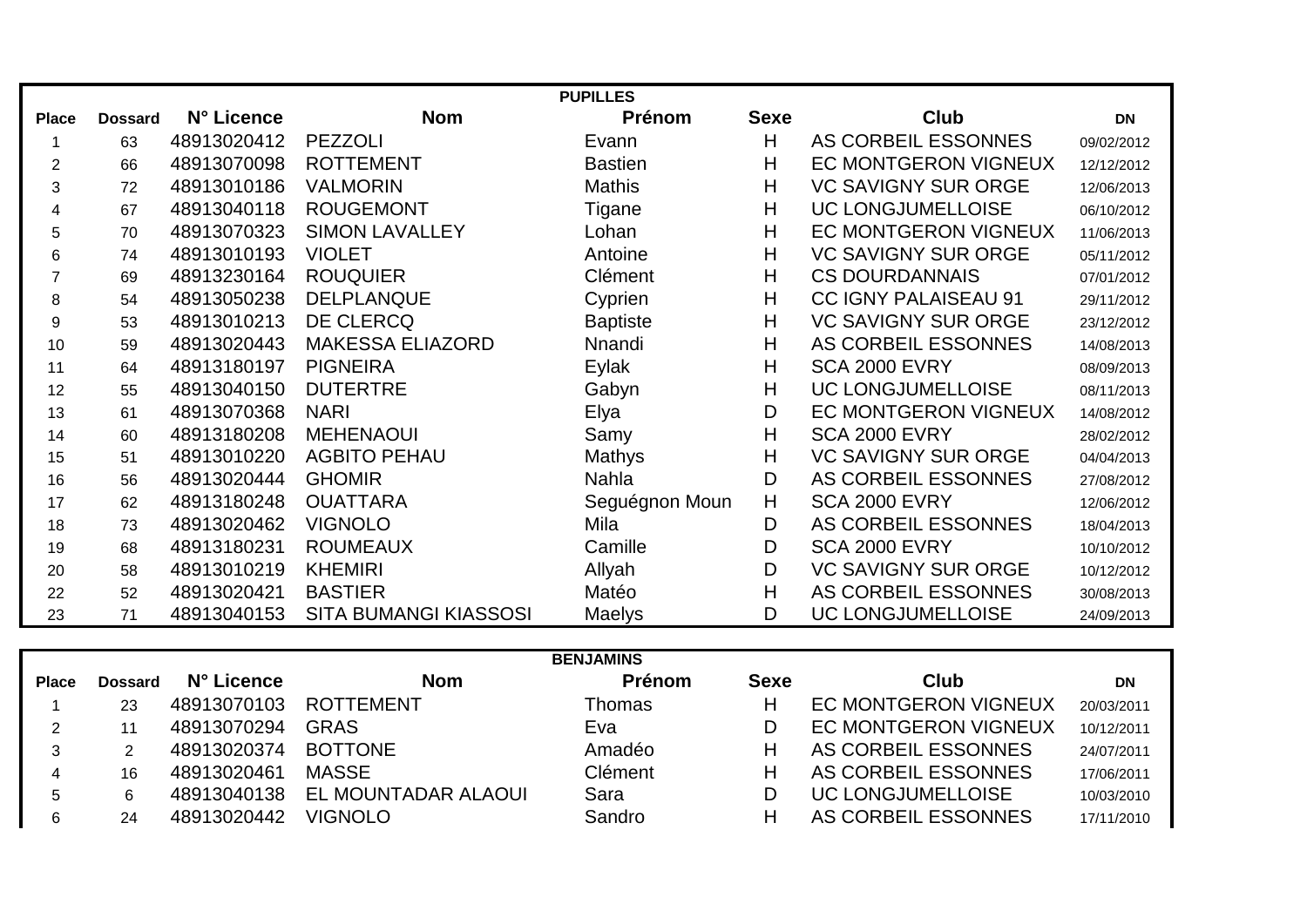| PUPILLES | | | | | | | |
|---|---|---|---|---|---|---|---|
| **Place** | **Dossard** | **N° Licence** | **Nom** | **Prénom** | **Sexe** | **Club** | **DN** |
| 1 | 63 | 48913020412 | PEZZOLI | Evann | H | AS CORBEIL ESSONNES | 09/02/2012 |
| 2 | 66 | 48913070098 | ROTTEMENT | Bastien | H | EC MONTGERON VIGNEUX | 12/12/2012 |
| 3 | 72 | 48913010186 | VALMORIN | Mathis | H | VC SAVIGNY SUR ORGE | 12/06/2013 |
| 4 | 67 | 48913040118 | ROUGEMONT | Tigane | H | UC LONGJUMELLOISE | 06/10/2012 |
| 5 | 70 | 48913070323 | SIMON LAVALLEY | Lohan | H | EC MONTGERON VIGNEUX | 11/06/2013 |
| 6 | 74 | 48913010193 | VIOLET | Antoine | H | VC SAVIGNY SUR ORGE | 05/11/2012 |
| 7 | 69 | 48913230164 | ROUQUIER | Clément | H | CS DOURDANNAIS | 07/01/2012 |
| 8 | 54 | 48913050238 | DELPLANQUE | Cyprien | H | CC IGNY PALAISEAU 91 | 29/11/2012 |
| 9 | 53 | 48913010213 | DE CLERCQ | Baptiste | H | VC SAVIGNY SUR ORGE | 23/12/2012 |
| 10 | 59 | 48913020443 | MAKESSA ELIAZORD | Nnandi | H | AS CORBEIL ESSONNES | 14/08/2013 |
| 11 | 64 | 48913180197 | PIGNEIRA | Eylak | H | SCA 2000 EVRY | 08/09/2013 |
| 12 | 55 | 48913040150 | DUTERTRE | Gabyn | H | UC LONGJUMELLOISE | 08/11/2013 |
| 13 | 61 | 48913070368 | NARI | Elya | D | EC MONTGERON VIGNEUX | 14/08/2012 |
| 14 | 60 | 48913180208 | MEHENAOUI | Samy | H | SCA 2000 EVRY | 28/02/2012 |
| 15 | 51 | 48913010220 | AGBITO PEHAU | Mathys | H | VC SAVIGNY SUR ORGE | 04/04/2013 |
| 16 | 56 | 48913020444 | GHOMIR | Nahla | D | AS CORBEIL ESSONNES | 27/08/2012 |
| 17 | 62 | 48913180248 | OUATTARA | Seguégnon Moun | H | SCA 2000 EVRY | 12/06/2012 |
| 18 | 73 | 48913020462 | VIGNOLO | Mila | D | AS CORBEIL ESSONNES | 18/04/2013 |
| 19 | 68 | 48913180231 | ROUMEAUX | Camille | D | SCA 2000 EVRY | 10/10/2012 |
| 20 | 58 | 48913010219 | KHEMIRI | Allyah | D | VC SAVIGNY SUR ORGE | 10/12/2012 |
| 22 | 52 | 48913020421 | BASTIER | Matéo | H | AS CORBEIL ESSONNES | 30/08/2013 |
| 23 | 71 | 48913040153 | SITA BUMANGI KIASSOSI | Maelys | D | UC LONGJUMELLOISE | 24/09/2013 |

| BENJAMINS | | | | | | | |
|---|---|---|---|---|---|---|---|
| **Place** | **Dossard** | **N° Licence** | **Nom** | **Prénom** | **Sexe** | **Club** | **DN** |
| 1 | 23 | 48913070103 | ROTTEMENT | Thomas | H | EC MONTGERON VIGNEUX | 20/03/2011 |
| 2 | 11 | 48913070294 | GRAS | Eva | D | EC MONTGERON VIGNEUX | 10/12/2011 |
| 3 | 2 | 48913020374 | BOTTONE | Amadéo | H | AS CORBEIL ESSONNES | 24/07/2011 |
| 4 | 16 | 48913020461 | MASSE | Clément | H | AS CORBEIL ESSONNES | 17/06/2011 |
| 5 | 6 | 48913040138 | EL MOUNTADAR ALAOUI | Sara | D | UC LONGJUMELLOISE | 10/03/2010 |
| 6 | 24 | 48913020442 | VIGNOLO | Sandro | H | AS CORBEIL ESSONNES | 17/11/2010 |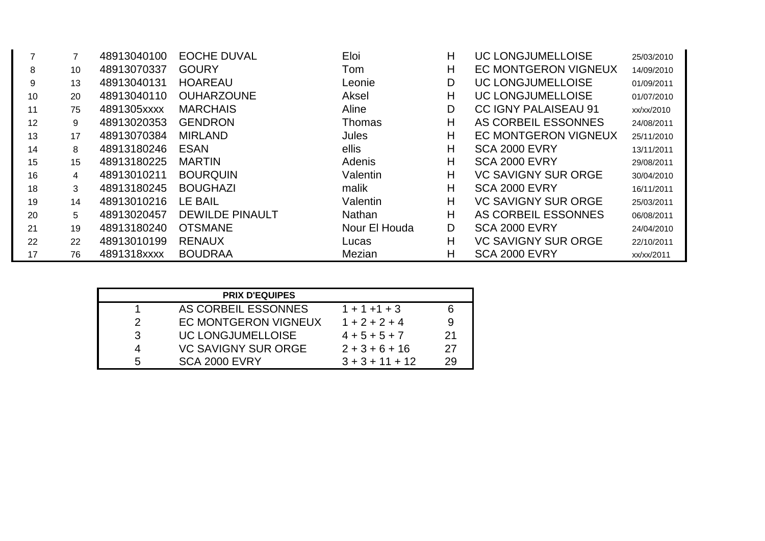| | | | | | | | |
|---|---|---|---|---|---|---|---|
| 7 | 7 | 48913040100 | EOCHE DUVAL | Eloi | H | UC LONGJUMELLOISE | 25/03/2010 |
| 8 | 10 | 48913070337 | GOURY | Tom | H | EC MONTGERON VIGNEUX | 14/09/2010 |
| 9 | 13 | 48913040131 | HOAREAU | Leonie | D | UC LONGJUMELLOISE | 01/09/2011 |
| 10 | 20 | 48913040110 | OUHARZOUNE | Aksel | H | UC LONGJUMELLOISE | 01/07/2010 |
| 11 | 75 | 4891305xxxx | MARCHAIS | Aline | D | CC IGNY PALAISEAU 91 | xx/xx/2010 |
| 12 | 9 | 48913020353 | GENDRON | Thomas | H | AS CORBEIL ESSONNES | 24/08/2011 |
| 13 | 17 | 48913070384 | MIRLAND | Jules | H | EC MONTGERON VIGNEUX | 25/11/2010 |
| 14 | 8 | 48913180246 | ESAN | ellis | H | SCA 2000 EVRY | 13/11/2011 |
| 15 | 15 | 48913180225 | MARTIN | Adenis | H | SCA 2000 EVRY | 29/08/2011 |
| 16 | 4 | 48913010211 | BOURQUIN | Valentin | H | VC SAVIGNY SUR ORGE | 30/04/2010 |
| 18 | 3 | 48913180245 | BOUGHAZI | malik | H | SCA 2000 EVRY | 16/11/2011 |
| 19 | 14 | 48913010216 | LE BAIL | Valentin | H | VC SAVIGNY SUR ORGE | 25/03/2011 |
| 20 | 5 | 48913020457 | DEWILDE PINAULT | Nathan | H | AS CORBEIL ESSONNES | 06/08/2011 |
| 21 | 19 | 48913180240 | OTSMANE | Nour El Houda | D | SCA 2000 EVRY | 24/04/2010 |
| 22 | 22 | 48913010199 | RENAUX | Lucas | H | VC SAVIGNY SUR ORGE | 22/10/2011 |
| 17 | 76 | 4891318xxxx | BOUDRAA | Mezian | H | SCA 2000 EVRY | xx/xx/2011 |

| PRIX D'EQUIPES | | | |
|---|---|---|---|
| 1 | AS CORBEIL ESSONNES | 1 + 1 +1 + 3 | 6 |
| 2 | EC MONTGERON VIGNEUX | 1 + 2 + 2 + 4 | 9 |
| 3 | UC LONGJUMELLOISE | 4 + 5 + 5 + 7 | 21 |
| 4 | VC SAVIGNY SUR ORGE | 2 + 3 + 6 + 16 | 27 |
| 5 | SCA 2000 EVRY | 3 + 3 + 11 + 12 | 29 |